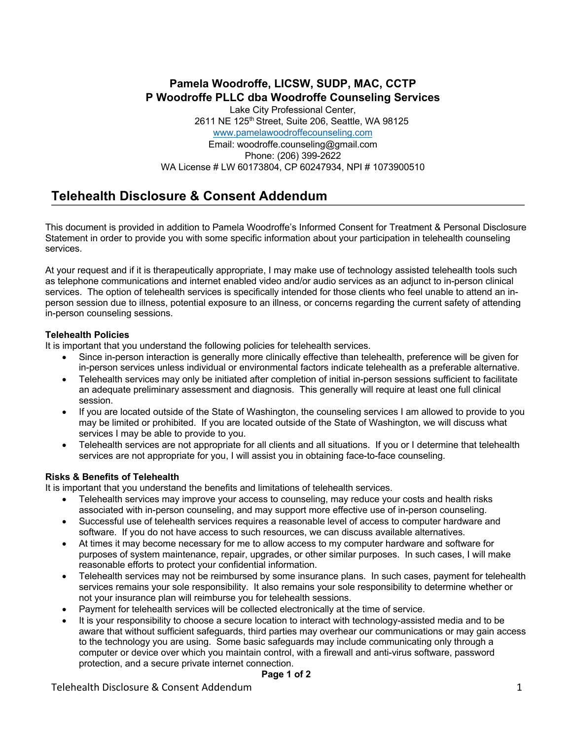**Pamela Woodroffe, LICSW, SUDP, MAC, CCTP**
**P Woodroffe PLLC dba Woodroffe Counseling Services**

Lake City Professional Center,
2611 NE 125th Street, Suite 206, Seattle, WA 98125
www.pamelawoodroffecounseling.com
Email: woodroffe.counseling@gmail.com
Phone: (206) 399-2622
WA License # LW 60173804, CP 60247934, NPI # 1073900510

# Telehealth Disclosure & Consent Addendum

This document is provided in addition to Pamela Woodroffe's Informed Consent for Treatment & Personal Disclosure Statement in order to provide you with some specific information about your participation in telehealth counseling services.

At your request and if it is therapeutically appropriate, I may make use of technology assisted telehealth tools such as telephone communications and internet enabled video and/or audio services as an adjunct to in-person clinical services. The option of telehealth services is specifically intended for those clients who feel unable to attend an in-person session due to illness, potential exposure to an illness, or concerns regarding the current safety of attending in-person counseling sessions.

**Telehealth Policies**

It is important that you understand the following policies for telehealth services.

- Since in-person interaction is generally more clinically effective than telehealth, preference will be given for in-person services unless individual or environmental factors indicate telehealth as a preferable alternative.
- Telehealth services may only be initiated after completion of initial in-person sessions sufficient to facilitate an adequate preliminary assessment and diagnosis. This generally will require at least one full clinical session.
- If you are located outside of the State of Washington, the counseling services I am allowed to provide to you may be limited or prohibited. If you are located outside of the State of Washington, we will discuss what services I may be able to provide to you.
- Telehealth services are not appropriate for all clients and all situations. If you or I determine that telehealth services are not appropriate for you, I will assist you in obtaining face-to-face counseling.

**Risks & Benefits of Telehealth**

It is important that you understand the benefits and limitations of telehealth services.

- Telehealth services may improve your access to counseling, may reduce your costs and health risks associated with in-person counseling, and may support more effective use of in-person counseling.
- Successful use of telehealth services requires a reasonable level of access to computer hardware and software. If you do not have access to such resources, we can discuss available alternatives.
- At times it may become necessary for me to allow access to my computer hardware and software for purposes of system maintenance, repair, upgrades, or other similar purposes. In such cases, I will make reasonable efforts to protect your confidential information.
- Telehealth services may not be reimbursed by some insurance plans. In such cases, payment for telehealth services remains your sole responsibility. It also remains your sole responsibility to determine whether or not your insurance plan will reimburse you for telehealth sessions.
- Payment for telehealth services will be collected electronically at the time of service.
- It is your responsibility to choose a secure location to interact with technology-assisted media and to be aware that without sufficient safeguards, third parties may overhear our communications or may gain access to the technology you are using. Some basic safeguards may include communicating only through a computer or device over which you maintain control, with a firewall and anti-virus software, password protection, and a secure private internet connection.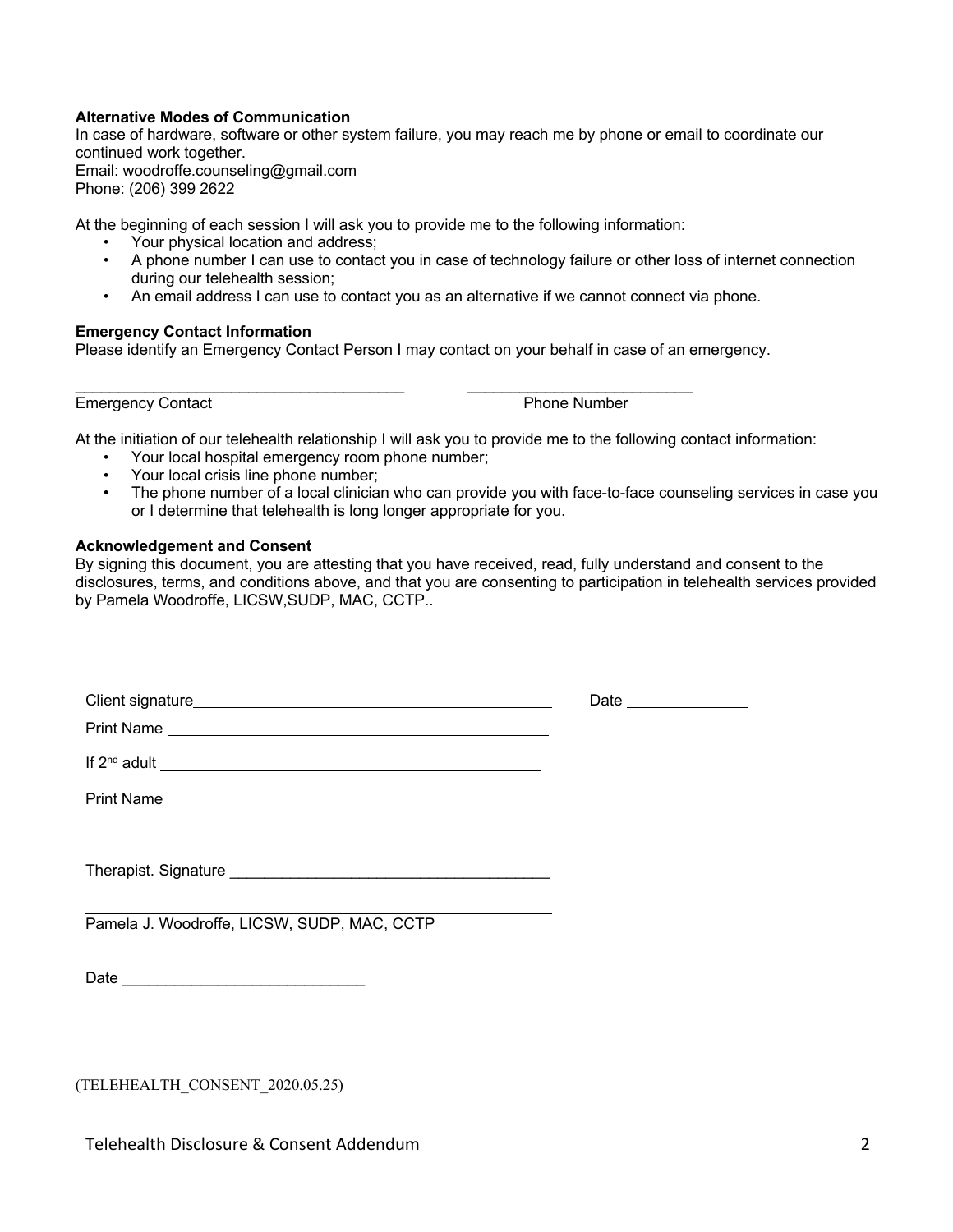**Alternative Modes of Communication**

In case of hardware, software or other system failure, you may reach me by phone or email to coordinate our continued work together.
Email: woodroffe.counseling@gmail.com
Phone: (206) 399 2622

At the beginning of each session I will ask you to provide me to the following information:

- Your physical location and address;
- A phone number I can use to contact you in case of technology failure or other loss of internet connection during our telehealth session;
- An email address I can use to contact you as an alternative if we cannot connect via phone.

**Emergency Contact Information**

Please identify an Emergency Contact Person I may contact on your behalf in case of an emergency.

_______________________________________ __________________________
Emergency Contact Phone Number

At the initiation of our telehealth relationship I will ask you to provide me to the following contact information:

- Your local hospital emergency room phone number;
- Your local crisis line phone number;
- The phone number of a local clinician who can provide you with face-to-face counseling services in case you or I determine that telehealth is long longer appropriate for you.

**Acknowledgement and Consent**

By signing this document, you are attesting that you have received, read, fully understand and consent to the disclosures, terms, and conditions above, and that you are consenting to participation in telehealth services provided by Pamela Woodroffe, LICSW,SUDP, MAC, CCTP..

Client signature____________________________________________ Date ______________

Print Name ____________________________________________

If 2nd adult ____________________________________________

Print Name ____________________________________________

Therapist. Signature _____________________________________

_______________________________________________
Pamela J. Woodroffe, LICSW, SUDP, MAC, CCTP

Date ____________________________

(TELEHEALTH_CONSENT_2020.05.25)